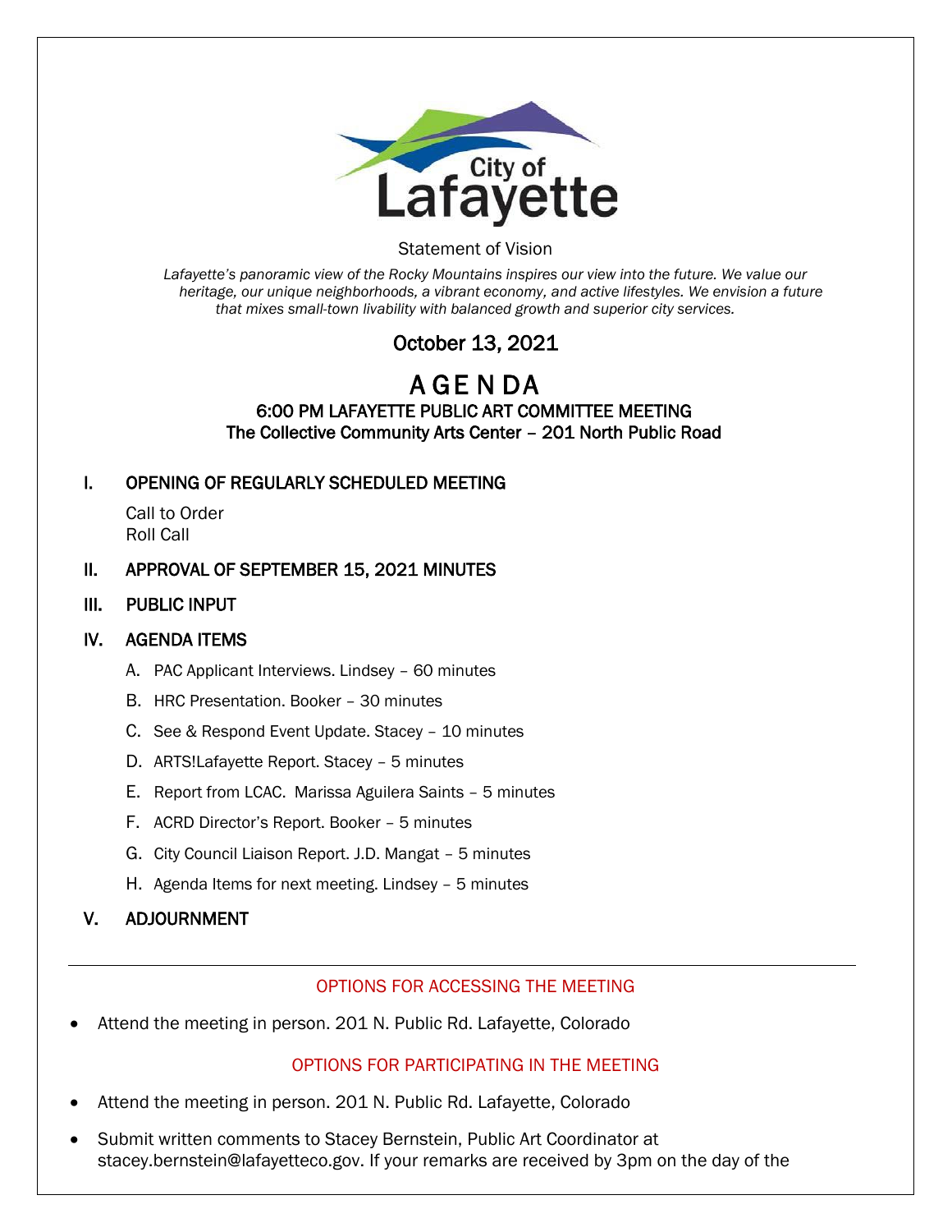City of Lafayette

Statement of Vision

*Lafayette's panoramic view of the Rocky Mountains inspires our view into the future. We value our heritage, our unique neighborhoods, a vibrant economy, and active lifestyles. We envision a future that mixes small-town livability with balanced growth and superior city services.*

## October 13, 2021

# A GE N DA

### 6:00 PM LAFAYETTE PUBLIC ART COMMITTEE MEETING
### The Collective Community Arts Center – 201 North Public Road

## I. OPENING OF REGULARLY SCHEDULED MEETING

Call to Order
Roll Call

## II. APPROVAL OF SEPTEMBER 15, 2021 MINUTES

## III. PUBLIC INPUT

## IV. AGENDA ITEMS

A. PAC Applicant Interviews. Lindsey – 60 minutes

B. HRC Presentation. Booker – 30 minutes

C. See & Respond Event Update. Stacey – 10 minutes

D. ARTS!Lafayette Report. Stacey – 5 minutes

E. Report from LCAC. Marissa Aguilera Saints – 5 minutes

F. ACRD Director's Report. Booker – 5 minutes

G. City Council Liaison Report. J.D. Mangat – 5 minutes

H. Agenda Items for next meeting. Lindsey – 5 minutes

## V. ADJOURNMENT

---

### OPTIONS FOR ACCESSING THE MEETING

- Attend the meeting in person. 201 N. Public Rd. Lafayette, Colorado

### OPTIONS FOR PARTICIPATING IN THE MEETING

- Attend the meeting in person. 201 N. Public Rd. Lafayette, Colorado
- Submit written comments to Stacey Bernstein, Public Art Coordinator at stacey.bernstein@lafayetteco.gov. If your remarks are received by 3pm on the day of the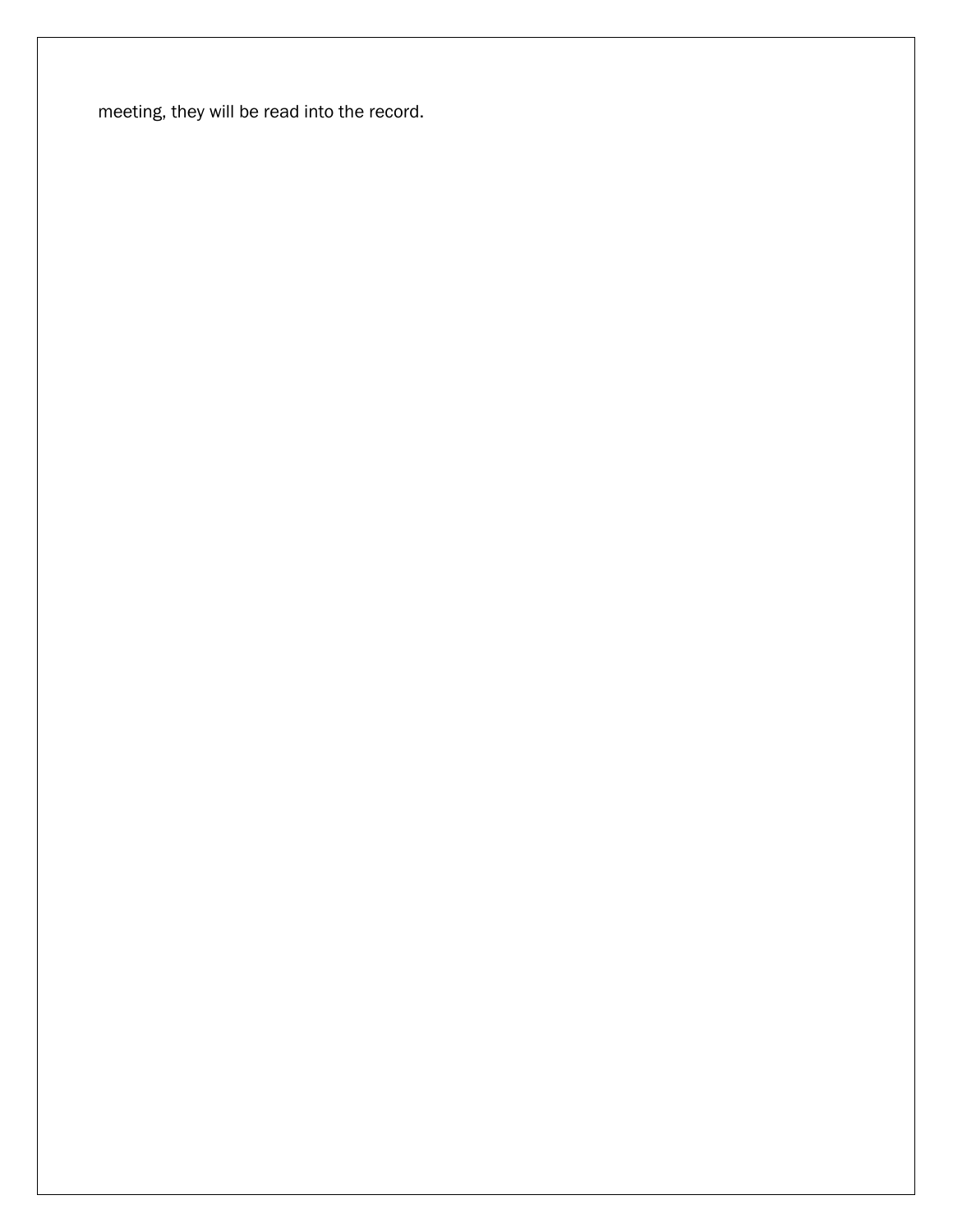meeting, they will be read into the record.